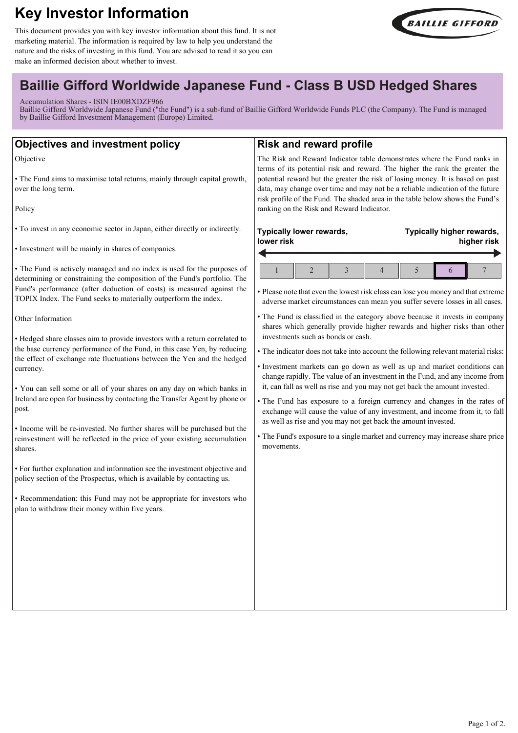# Key Investor Information

This document provides you with key investor information about this fund. It is not marketing material. The information is required by law to help you understand the nature and the risks of investing in this fund. You are advised to read it so you can make an informed decision about whether to invest.

## Baillie Gifford Worldwide Japanese Fund - Class B USD Hedged Shares

Accumulation Shares - ISIN IE00BXDZF966
Baillie Gifford Worldwide Japanese Fund ("the Fund") is a sub-fund of Baillie Gifford Worldwide Funds PLC (the Company). The Fund is managed by Baillie Gifford Investment Management (Europe) Limited.

## Objectives and investment policy

Objective

• The Fund aims to maximise total returns, mainly through capital growth, over the long term.

Policy

• To invest in any economic sector in Japan, either directly or indirectly.

• Investment will be mainly in shares of companies.

• The Fund is actively managed and no index is used for the purposes of determining or constraining the composition of the Fund's portfolio. The Fund's performance (after deduction of costs) is measured against the TOPIX Index. The Fund seeks to materially outperform the index.

Other Information

• Hedged share classes aim to provide investors with a return correlated to the base currency performance of the Fund, in this case Yen, by reducing the effect of exchange rate fluctuations between the Yen and the hedged currency.

• You can sell some or all of your shares on any day on which banks in Ireland are open for business by contacting the Transfer Agent by phone or post.

• Income will be re-invested. No further shares will be purchased but the reinvestment will be reflected in the price of your existing accumulation shares.

• For further explanation and information see the investment objective and policy section of the Prospectus, which is available by contacting us.

• Recommendation: this Fund may not be appropriate for investors who plan to withdraw their money within five years.

## Risk and reward profile

The Risk and Reward Indicator table demonstrates where the Fund ranks in terms of its potential risk and reward. The higher the rank the greater the potential reward but the greater the risk of losing money. It is based on past data, may change over time and may not be a reliable indication of the future risk profile of the Fund. The shaded area in the table below shows the Fund's ranking on the Risk and Reward Indicator.

**Typically lower rewards, lower risk** ← → **Typically higher rewards, higher risk**

| 1 | 2 | 3 | 4 | 5 | **6** | 7 |
|---|---|---|---|---|---|---|

• Please note that even the lowest risk class can lose you money and that extreme adverse market circumstances can mean you suffer severe losses in all cases.

• The Fund is classified in the category above because it invests in company shares which generally provide higher rewards and higher risks than other investments such as bonds or cash.

• The indicator does not take into account the following relevant material risks:

• Investment markets can go down as well as up and market conditions can change rapidly. The value of an investment in the Fund, and any income from it, can fall as well as rise and you may not get back the amount invested.

• The Fund has exposure to a foreign currency and changes in the rates of exchange will cause the value of any investment, and income from it, to fall as well as rise and you may not get back the amount invested.

• The Fund's exposure to a single market and currency may increase share price movements.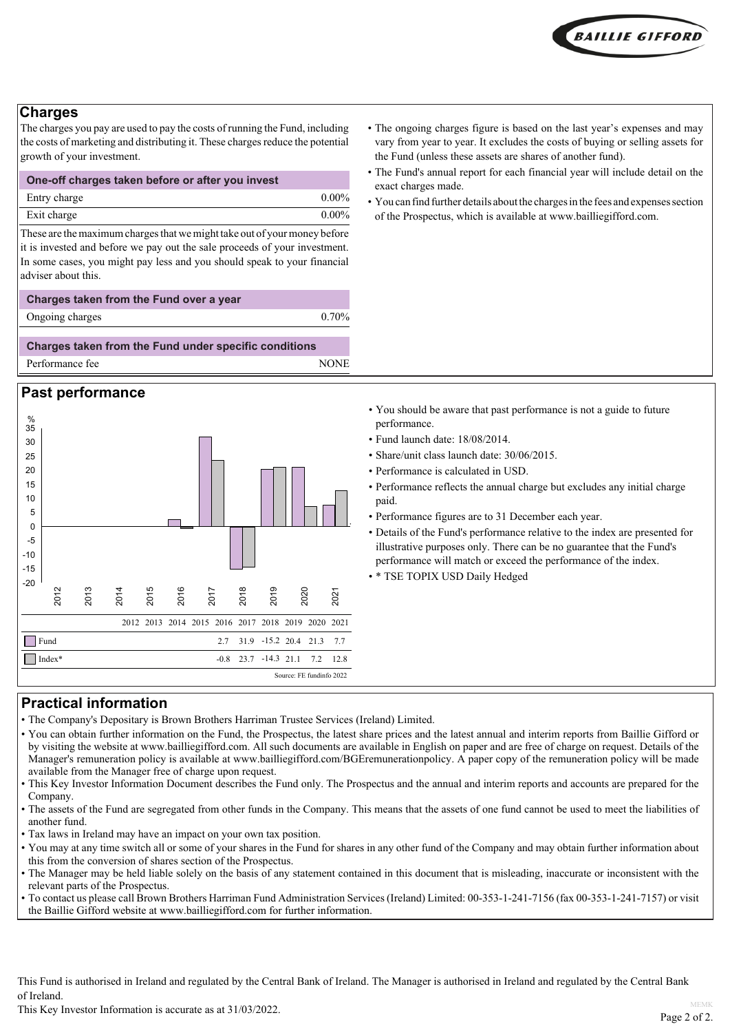## Charges

The charges you pay are used to pay the costs of running the Fund, including the costs of marketing and distributing it. These charges reduce the potential growth of your investment.

| One-off charges taken before or after you invest | |
|---|---|
| Entry charge | 0.00% |
| Exit charge | 0.00% |

These are the maximum charges that we might take out of your money before it is invested and before we pay out the sale proceeds of your investment. In some cases, you might pay less and you should speak to your financial adviser about this.

| Charges taken from the Fund over a year | |
|---|---|
| Ongoing charges | 0.70% |

| Charges taken from the Fund under specific conditions | |
|---|---|
| Performance fee | NONE |

- The ongoing charges figure is based on the last year's expenses and may vary from year to year. It excludes the costs of buying or selling assets for the Fund (unless these assets are shares of another fund).
- The Fund's annual report for each financial year will include detail on the exact charges made.
- You can find further details about the charges in the fees and expenses section of the Prospectus, which is available at www.bailliegifford.com.

## Past performance

%
35
30
25
20
15
10
5
0
-5
-10
-15
-20

2012 2013 2014 2015 2016 2017 2018 2019 2020 2021

| | 2012 | 2013 | 2014 | 2015 | 2016 | 2017 | 2018 | 2019 | 2020 | 2021 |
|---|---|---|---|---|---|---|---|---|---|---|
| Fund | | | | | 2.7 | 31.9 | -15.2 | 20.4 | 21.3 | 7.7 |
| Index* | | | | | -0.8 | 23.7 | -14.3 | 21.1 | 7.2 | 12.8 |

Source: FE fundinfo 2022

- You should be aware that past performance is not a guide to future performance.
- Fund launch date: 18/08/2014.
- Share/unit class launch date: 30/06/2015.
- Performance is calculated in USD.
- Performance reflects the annual charge but excludes any initial charge paid.
- Performance figures are to 31 December each year.
- Details of the Fund's performance relative to the index are presented for illustrative purposes only. There can be no guarantee that the Fund's performance will match or exceed the performance of the index.
- * TSE TOPIX USD Daily Hedged

## Practical information

- The Company's Depositary is Brown Brothers Harriman Trustee Services (Ireland) Limited.
- You can obtain further information on the Fund, the Prospectus, the latest share prices and the latest annual and interim reports from Baillie Gifford or by visiting the website at www.bailliegifford.com. All such documents are available in English on paper and are free of charge on request. Details of the Manager's remuneration policy is available at www.bailliegifford.com/BGEremunerationpolicy. A paper copy of the remuneration policy will be made available from the Manager free of charge upon request.
- This Key Investor Information Document describes the Fund only. The Prospectus and the annual and interim reports and accounts are prepared for the Company.
- The assets of the Fund are segregated from other funds in the Company. This means that the assets of one fund cannot be used to meet the liabilities of another fund.
- Tax laws in Ireland may have an impact on your own tax position.
- You may at any time switch all or some of your shares in the Fund for shares in any other fund of the Company and may obtain further information about this from the conversion of shares section of the Prospectus.
- The Manager may be held liable solely on the basis of any statement contained in this document that is misleading, inaccurate or inconsistent with the relevant parts of the Prospectus.
- To contact us please call Brown Brothers Harriman Fund Administration Services (Ireland) Limited: 00-353-1-241-7156 (fax 00-353-1-241-7157) or visit the Baillie Gifford website at www.bailliegifford.com for further information.

This Fund is authorised in Ireland and regulated by the Central Bank of Ireland. The Manager is authorised in Ireland and regulated by the Central Bank of Ireland.

This Key Investor Information is accurate as at 31/03/2022.